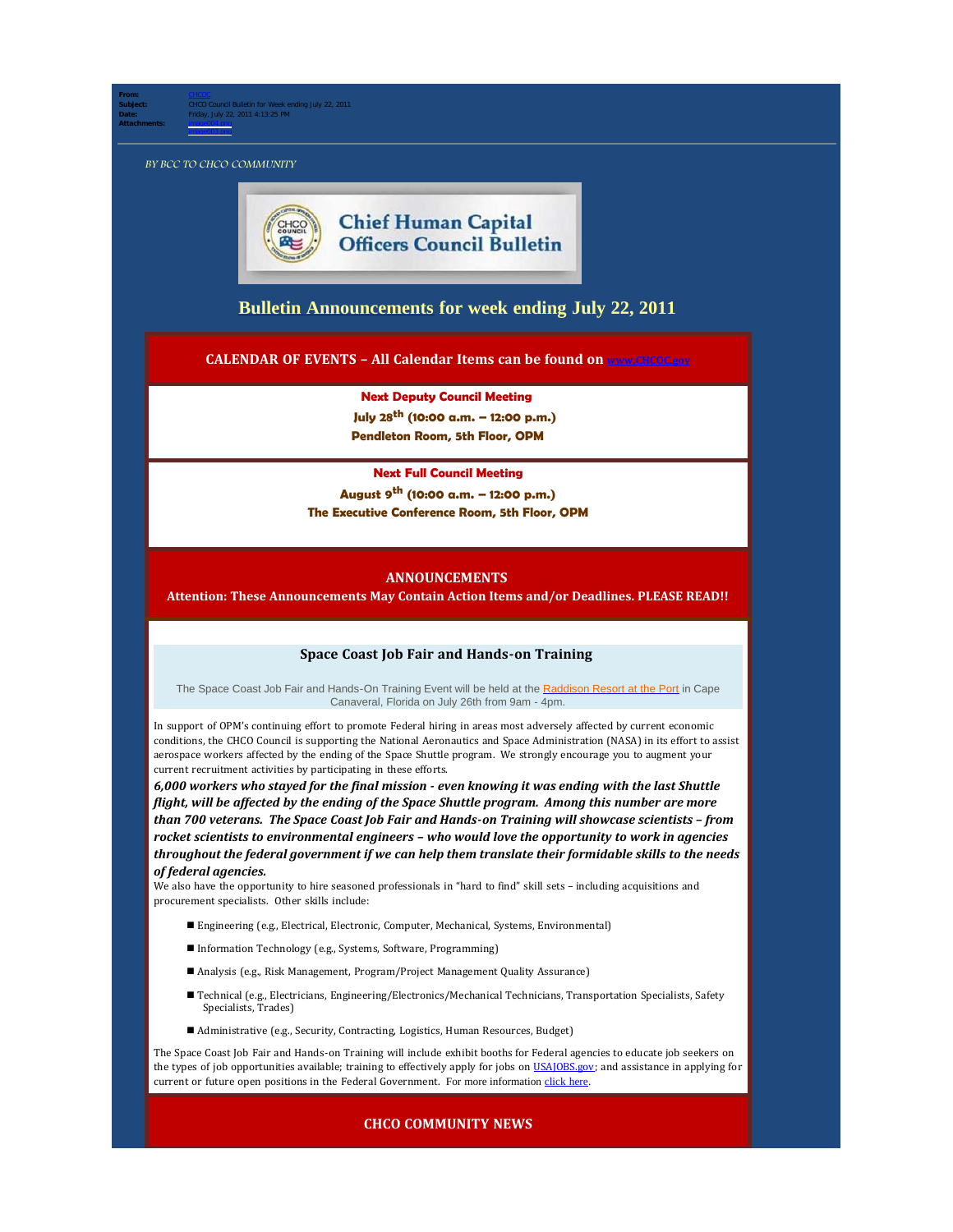**From:** CHCOC
**Subject:** CHCO Council Bulletin for Week ending July 22, 2011
**Date:** Friday, July 22, 2011 4:13:25 PM
**Attachments:** image004.png image003.png

*BY BCC TO CHCO COMMUNITY*

# Chief Human Capital Officers Council Bulletin

## Bulletin Announcements for week ending July 22, 2011

**CALENDAR OF EVENTS – All Calendar Items can be found on www.CHCOC.gov**

**Next Deputy Council Meeting**
**July 28th (10:00 a.m. – 12:00 p.m.)**
**Pendleton Room, 5th Floor, OPM**

**Next Full Council Meeting**
**August 9th (10:00 a.m. – 12:00 p.m.)**
**The Executive Conference Room, 5th Floor, OPM**

**ANNOUNCEMENTS**
**Attention: These Announcements May Contain Action Items and/or Deadlines. PLEASE READ!!**

### Space Coast Job Fair and Hands-on Training

The Space Coast Job Fair and Hands-On Training Event will be held at the Raddison Resort at the Port in Cape Canaveral, Florida on July 26th from 9am - 4pm.

In support of OPM's continuing effort to promote Federal hiring in areas most adversely affected by current economic conditions, the CHCO Council is supporting the National Aeronautics and Space Administration (NASA) in its effort to assist aerospace workers affected by the ending of the Space Shuttle program. We strongly encourage you to augment your current recruitment activities by participating in these efforts.

***6,000 workers who stayed for the final mission - even knowing it was ending with the last Shuttle flight, will be affected by the ending of the Space Shuttle program. Among this number are more than 700 veterans. The Space Coast Job Fair and Hands-on Training will showcase scientists – from rocket scientists to environmental engineers – who would love the opportunity to work in agencies throughout the federal government if we can help them translate their formidable skills to the needs of federal agencies.***

We also have the opportunity to hire seasoned professionals in "hard to find" skill sets – including acquisitions and procurement specialists. Other skills include:

- Engineering (e.g., Electrical, Electronic, Computer, Mechanical, Systems, Environmental)
- Information Technology (e.g., Systems, Software, Programming)
- Analysis (e.g., Risk Management, Program/Project Management Quality Assurance)
- Technical (e.g., Electricians, Engineering/Electronics/Mechanical Technicians, Transportation Specialists, Safety Specialists, Trades)
- Administrative (e.g., Security, Contracting, Logistics, Human Resources, Budget)

The Space Coast Job Fair and Hands-on Training will include exhibit booths for Federal agencies to educate job seekers on the types of job opportunities available; training to effectively apply for jobs on USAJOBS.gov; and assistance in applying for current or future open positions in the Federal Government. For more information click here.

**CHCO COMMUNITY NEWS**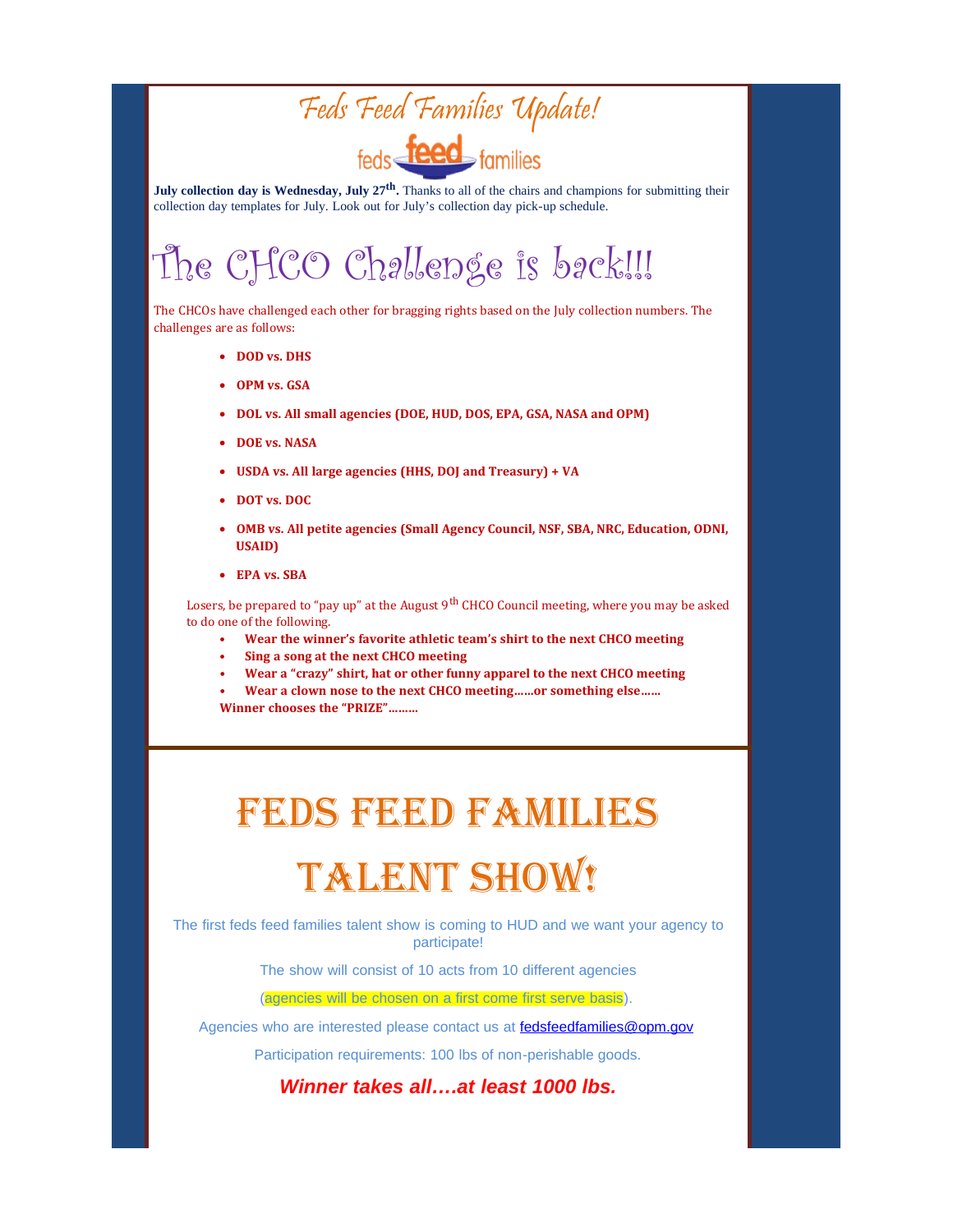# Feds Feed Families Update!

feds feed families

**July collection day is Wednesday, July 27th.** Thanks to all of the chairs and champions for submitting their collection day templates for July. Look out for July's collection day pick-up schedule.

# The CHCO Challenge is back!!!

The CHCOs have challenged each other for bragging rights based on the July collection numbers. The challenges are as follows:

- **DOD vs. DHS**
- **OPM vs. GSA**
- **DOL vs. All small agencies (DOE, HUD, DOS, EPA, GSA, NASA and OPM)**
- **DOE vs. NASA**
- **USDA vs. All large agencies (HHS, DOJ and Treasury) + VA**
- **DOT vs. DOC**
- **OMB vs. All petite agencies (Small Agency Council, NSF, SBA, NRC, Education, ODNI, USAID)**
- **EPA vs. SBA**

Losers, be prepared to "pay up" at the August 9th CHCO Council meeting, where you may be asked to do one of the following.

- **Wear the winner's favorite athletic team's shirt to the next CHCO meeting**
- **Sing a song at the next CHCO meeting**
- **Wear a "crazy" shirt, hat or other funny apparel to the next CHCO meeting**
- **Wear a clown nose to the next CHCO meeting……or something else……**

**Winner chooses the "PRIZE"………**

# Feds Feed Families Talent Show!

The first feds feed families talent show is coming to HUD and we want your agency to participate!

The show will consist of 10 acts from 10 different agencies

(agencies will be chosen on a first come first serve basis).

Agencies who are interested please contact us at fedsfeedfamilies@opm.gov

Participation requirements: 100 lbs of non-perishable goods.

***Winner takes all….at least 1000 lbs.***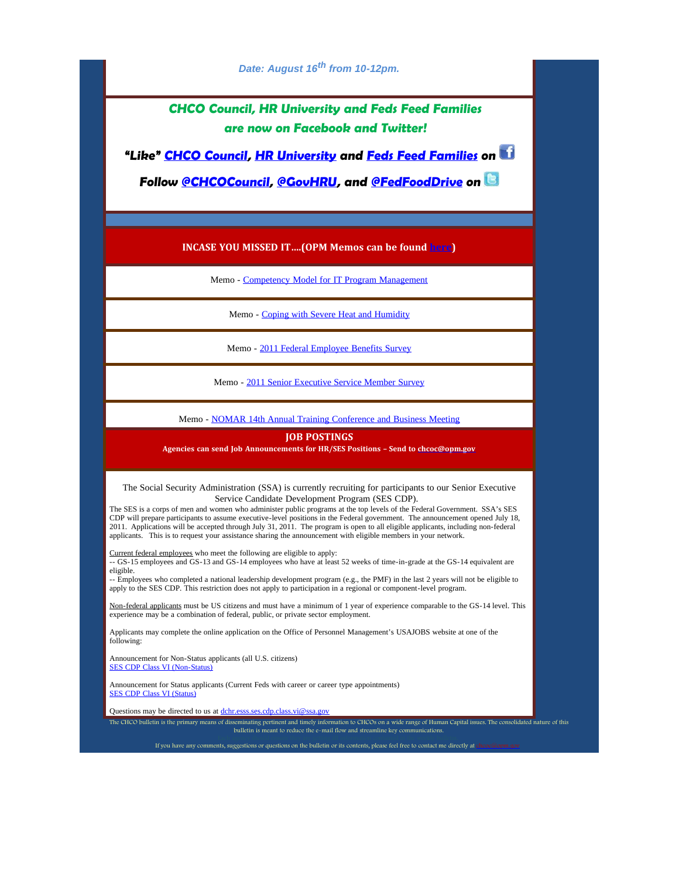*Date: August 16th from 10-12pm.*

## CHCO Council, HR University and Feds Feed Families are now on Facebook and Twitter!

**"Like" CHCO Council, HR University and Feds Feed Families on**

**Follow @CHCOCouncil, @GovHRU, and @FedFoodDrive on**

## INCASE YOU MISSED IT….(OPM Memos can be found here)

Memo - Competency Model for IT Program Management

Memo - Coping with Severe Heat and Humidity

Memo - 2011 Federal Employee Benefits Survey

Memo - 2011 Senior Executive Service Member Survey

Memo - NOMAR 14th Annual Training Conference and Business Meeting

## JOB POSTINGS

**Agencies can send Job Announcements for HR/SES Positions – Send to chcoc@opm.gov**

The Social Security Administration (SSA) is currently recruiting for participants to our Senior Executive Service Candidate Development Program (SES CDP).

The SES is a corps of men and women who administer public programs at the top levels of the Federal Government. SSA's SES CDP will prepare participants to assume executive-level positions in the Federal government. The announcement opened July 18, 2011. Applications will be accepted through July 31, 2011. The program is open to all eligible applicants, including non-federal applicants. This is to request your assistance sharing the announcement with eligible members in your network.

Current federal employees who meet the following are eligible to apply:
-- GS-15 employees and GS-13 and GS-14 employees who have at least 52 weeks of time-in-grade at the GS-14 equivalent are eligible.
-- Employees who completed a national leadership development program (e.g., the PMF) in the last 2 years will not be eligible to apply to the SES CDP. This restriction does not apply to participation in a regional or component-level program.

Non-federal applicants must be US citizens and must have a minimum of 1 year of experience comparable to the GS-14 level. This experience may be a combination of federal, public, or private sector employment.

Applicants may complete the online application on the Office of Personnel Management's USAJOBS website at one of the following:

Announcement for Non-Status applicants (all U.S. citizens)
SES CDP Class VI (Non-Status)

Announcement for Status applicants (Current Feds with career or career type appointments)
SES CDP Class VI (Status)

Questions may be directed to us at dchr.esss.ses.cdp.class.vi@ssa.gov

The CHCO bulletin is the primary means of disseminating pertinent and timely information to CHCOs on a wide range of Human Capital issues. The consolidated nature of this bulletin is meant to reduce the e-mail flow and streamline key communications.

If you have any comments, suggestions or questions on the bulletin or its contents, please feel free to contact me directly at chcoc@opm.gov